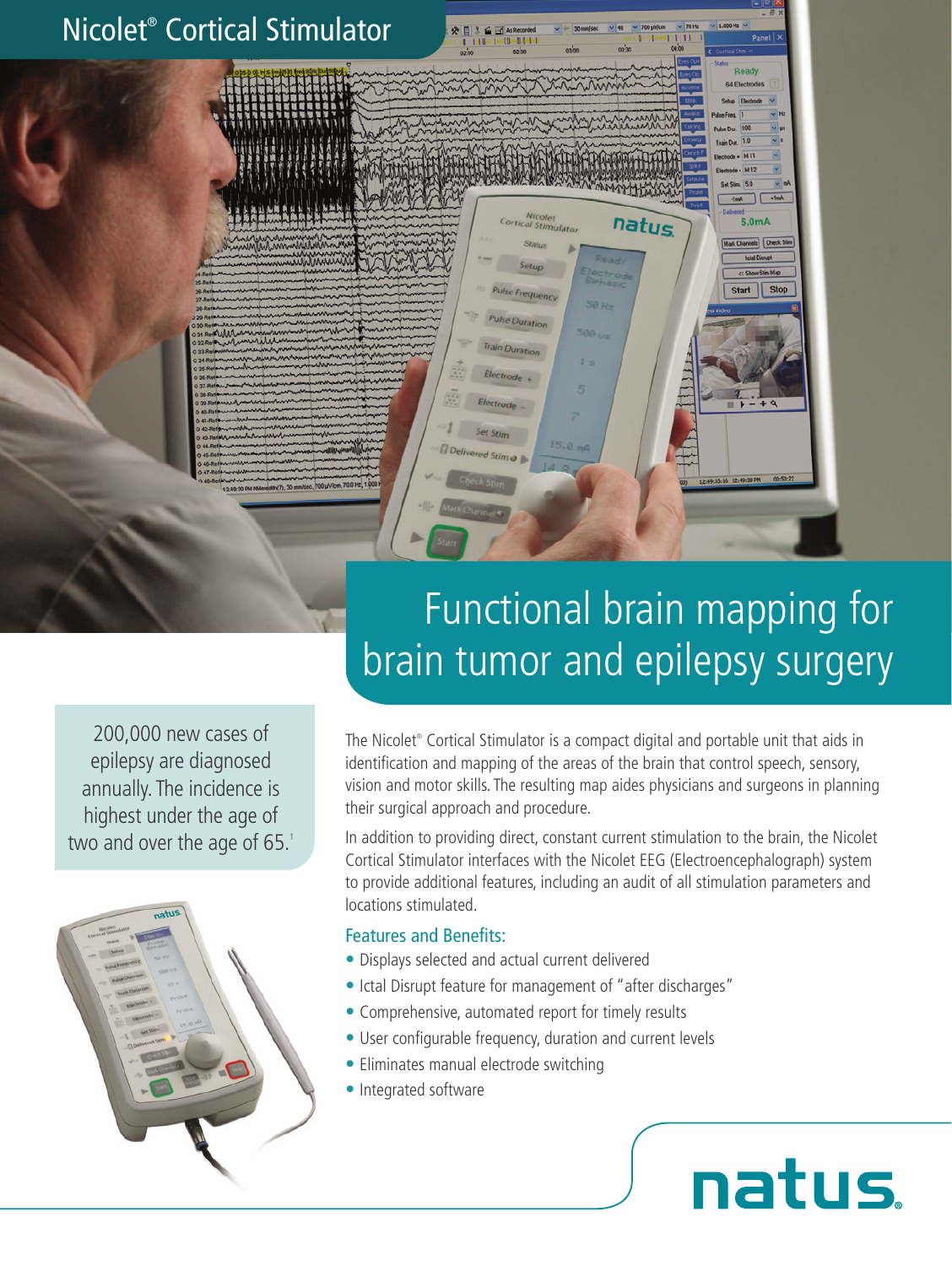# Nicolet® Cortical Stimulator

## Functional brain mapping for brain tumor and epilepsy surgery

200,000 new cases of epilepsy are diagnosed annually. The incidence is highest under the age of two and over the age of 65.[1]

The Nicolet® Cortical Stimulator is a compact digital and portable unit that aids in identification and mapping of the areas of the brain that control speech, sensory, vision and motor skills. The resulting map aides physicians and surgeons in planning their surgical approach and procedure.

In addition to providing direct, constant current stimulation to the brain, the Nicolet Cortical Stimulator interfaces with the Nicolet EEG (Electroencephalograph) system to provide additional features, including an audit of all stimulation parameters and locations stimulated.

### Features and Benefits:

- Displays selected and actual current delivered
- Ictal Disrupt feature for management of "after discharges"
- Comprehensive, automated report for timely results
- User configurable frequency, duration and current levels
- Eliminates manual electrode switching
- Integrated software

natus.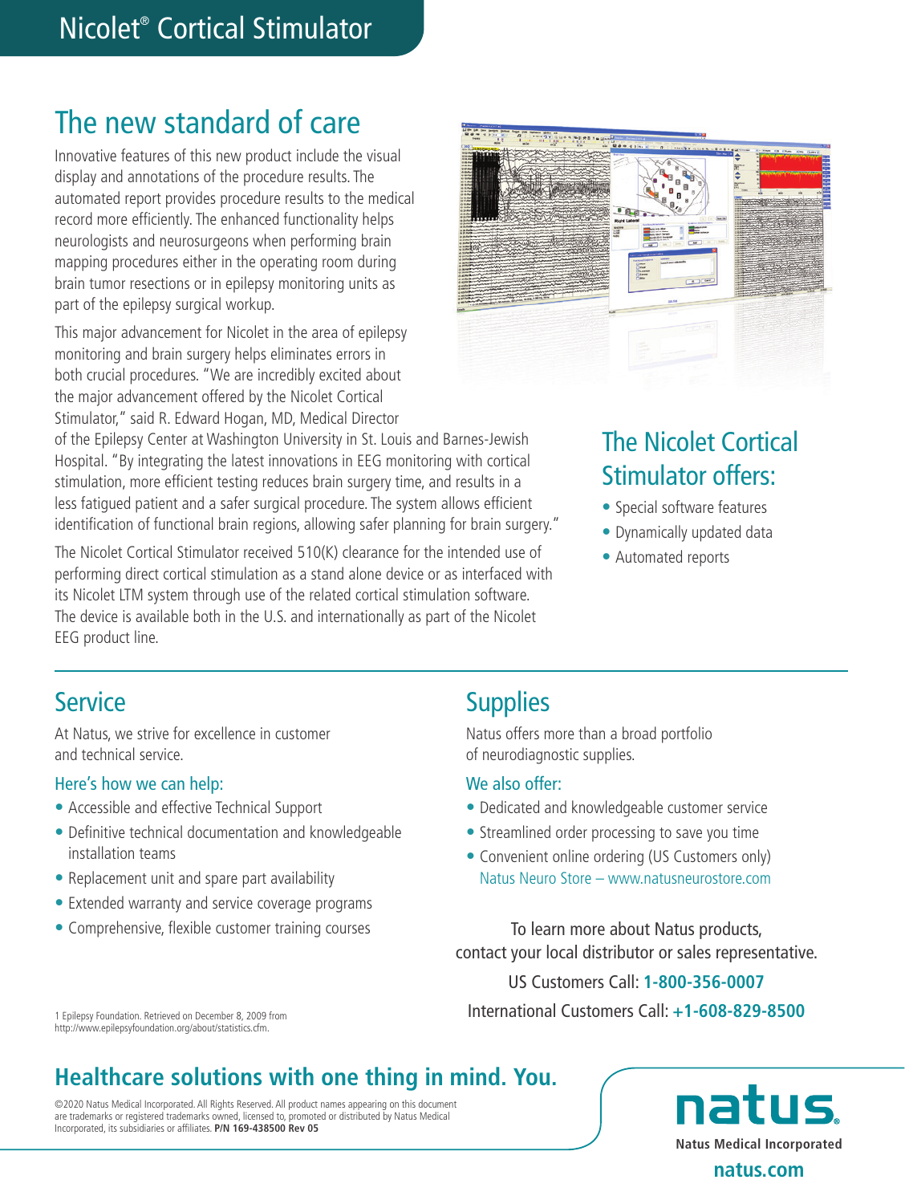Nicolet® Cortical Stimulator

# The new standard of care

Innovative features of this new product include the visual display and annotations of the procedure results. The automated report provides procedure results to the medical record more efficiently. The enhanced functionality helps neurologists and neurosurgeons when performing brain mapping procedures either in the operating room during brain tumor resections or in epilepsy monitoring units as part of the epilepsy surgical workup.

This major advancement for Nicolet in the area of epilepsy monitoring and brain surgery helps eliminates errors in both crucial procedures. "We are incredibly excited about the major advancement offered by the Nicolet Cortical Stimulator," said R. Edward Hogan, MD, Medical Director of the Epilepsy Center at Washington University in St. Louis and Barnes-Jewish Hospital. "By integrating the latest innovations in EEG monitoring with cortical stimulation, more efficient testing reduces brain surgery time, and results in a less fatigued patient and a safer surgical procedure. The system allows efficient identification of functional brain regions, allowing safer planning for brain surgery."

The Nicolet Cortical Stimulator received 510(K) clearance for the intended use of performing direct cortical stimulation as a stand alone device or as interfaced with its Nicolet LTM system through use of the related cortical stimulation software. The device is available both in the U.S. and internationally as part of the Nicolet EEG product line.

## The Nicolet Cortical Stimulator offers:

- Special software features
- Dynamically updated data
- Automated reports

## Service

At Natus, we strive for excellence in customer and technical service.

### Here's how we can help:

- Accessible and effective Technical Support
- Definitive technical documentation and knowledgeable installation teams
- Replacement unit and spare part availability
- Extended warranty and service coverage programs
- Comprehensive, flexible customer training courses

## Supplies

Natus offers more than a broad portfolio of neurodiagnostic supplies.

### We also offer:

- Dedicated and knowledgeable customer service
- Streamlined order processing to save you time
- Convenient online ordering (US Customers only) Natus Neuro Store – www.natusneurostore.com

To learn more about Natus products, contact your local distributor or sales representative.

US Customers Call: **1-800-356-0007**

International Customers Call: **+1-608-829-8500**

1 Epilepsy Foundation. Retrieved on December 8, 2009 from http://www.epilepsyfoundation.org/about/statistics.cfm.

**Healthcare solutions with one thing in mind. You.**

©2020 Natus Medical Incorporated. All Rights Reserved. All product names appearing on this document are trademarks or registered trademarks owned, licensed to, promoted or distributed by Natus Medical Incorporated, its subsidiaries or affiliates. **P/N 169-438500 Rev 05**

natus

**Natus Medical Incorporated**

**natus.com**